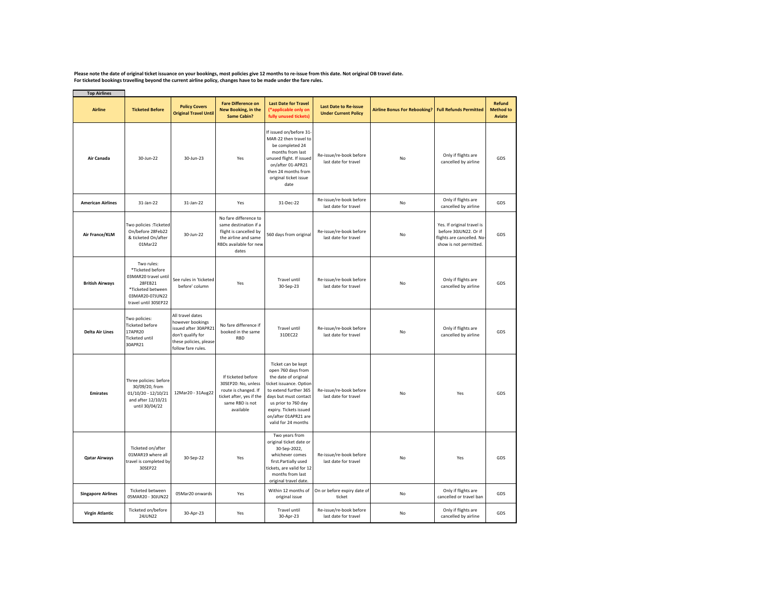**Please note the date of original ticket issuance on your bookings, most policies give 12 months to re-issue from this date. Not original OB travel date.**
**For ticketed bookings travelling beyond the current airline policy, changes have to be made under the fare rules.**

**Top Airlines**

| Airline | Ticketed Before | Policy Covers Original Travel Until | Fare Difference on New Booking, in the Same Cabin? | Last Date for Travel (*applicable only on fully unused tickets) | Last Date to Re-issue Under Current Policy | Airline Bonus For Rebooking? | Full Refunds Permitted | Refund Method to Aviate |
|---|---|---|---|---|---|---|---|---|
| **Air Canada** | 30-Jun-22 | 30-Jun-23 | Yes | If issued on/before 31-MAR-22 then travel to be completed 24 months from last unused flight. If issued on/after 01-APR21 then 24 months from original ticket issue date | Re-issue/re-book before last date for travel | No | Only if flights are cancelled by airline | GDS |
| **American Airlines** | 31-Jan-22 | 31-Jan-22 | Yes | 31-Dec-22 | Re-issue/re-book before last date for travel | No | Only if flights are cancelled by airline | GDS |
| **Air France/KLM** | Two policies :Ticketed On/before 28Feb22 & ticketed On/after 01Mar22 | 30-Jun-22 | No fare difference to same destination if a flight is cancelled by the airline and same RBDs available for new dates | 560 days from original | Re-issue/re-book before last date for travel | No | Yes. If original travel is before 30JUN22. Or if flights are cancelled. No-show is not permitted. | GDS |
| **British Airways** | Two rules: *Ticketed before 03MAR20 travel until 28FEB21 *Ticketed between 03MAR20-07JUN22 travel until 30SEP22 | See rules in 'ticketed before' column | Yes | Travel until 30-Sep-23 | Re-issue/re-book before last date for travel | No | Only if flights are cancelled by airline | GDS |
| **Delta Air Lines** | Two policies: Ticketed before 17APR20 Ticketed until 30APR21 | All travel dates however bookings issued after 30APR21 don't qualify for these policies, please follow fare rules. | No fare difference if booked in the same RBD | Travel until 31DEC22 | Re-issue/re-book before last date for travel | No | Only if flights are cancelled by airline | GDS |
| **Emirates** | Three policies: before 30/09/20, from 01/10/20 - 12/10/21 and after 12/10/21 until 30/04/22 | 12Mar20 - 31Aug22 | If ticketed before 30SEP20: No, unless route is changed. If ticket after, yes if the same RBD is not available | Ticket can be kept open 760 days from the date of original ticket issuance. Option to extend further 365 days but must contact us prior to 760 day expiry. Tickets issued on/after 01APR21 are valid for 24 months | Re-issue/re-book before last date for travel | No | Yes | GDS |
| **Qatar Airways** | Ticketed on/after 01MAR19 where all travel is completed by 30SEP22 | 30-Sep-22 | Yes | Two years from original ticket date or 30-Sep-2022, whichever comes first.Partially used tickets, are valid for 12 months from last original travel date. | Re-issue/re-book before last date for travel | No | Yes | GDS |
| **Singapore Airlines** | Ticketed between 05MAR20 - 30JUN22 | 05Mar20 onwards | Yes | Within 12 months of original issue | On or before expiry date of ticket | No | Only if flights are cancelled or travel ban | GDS |
| **Virgin Atlantic** | Ticketed on/before 24JUN22 | 30-Apr-23 | Yes | Travel until 30-Apr-23 | Re-issue/re-book before last date for travel | No | Only if flights are cancelled by airline | GDS |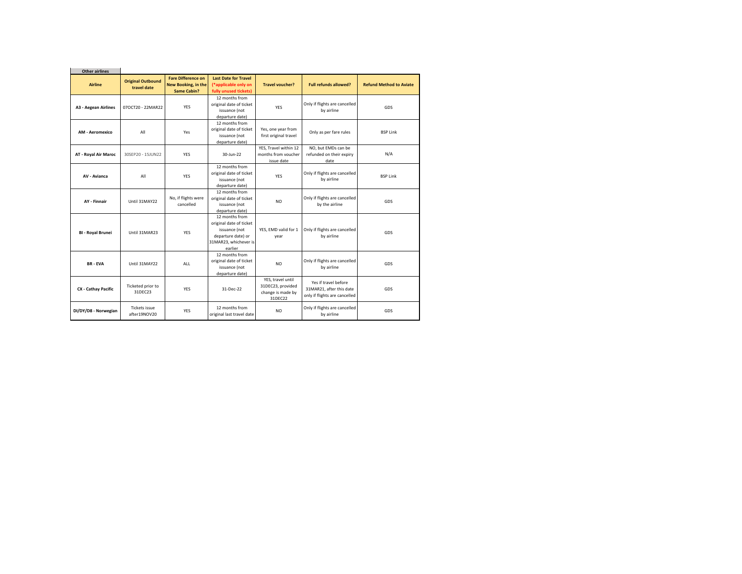**Other airlines**

| Airline | Original Outbound travel date | Fare Difference on New Booking, in the Same Cabin? | Last Date for Travel (*applicable only on fully unused tickets) | Travel voucher? | Full refunds allowed? | Refund Method to Aviate |
|---|---|---|---|---|---|---|
| **A3 - Aegean Airlines** | 07OCT20 - 22MAR22 | YES | 12 months from original date of ticket issuance (not departure date) | YES | Only if flights are cancelled by airline | GDS |
| **AM - Aeromexico** | All | Yes | 12 months from original date of ticket issuance (not departure date) | Yes, one year from first original travel | Only as per fare rules | BSP Link |
| **AT - Royal Air Maroc** | 30SEP20 - 15JUN22 | YES | 30-Jun-22 | YES, Travel within 12 months from voucher issue date | NO, but EMDs can be refunded on their expiry date | N/A |
| **AV - Avianca** | All | YES | 12 months from original date of ticket issuance (not departure date) | YES | Only if flights are cancelled by airline | BSP Link |
| **AY - Finnair** | Until 31MAY22 | No, if flights were cancelled | 12 months from original date of ticket issuance (not departure date) | NO | Only if flights are cancelled by the airline | GDS |
| **BI - Royal Brunei** | Until 31MAR23 | YES | 12 months from original date of ticket issuance (not departure date) or 31MAR23, whichever is earlier | YES, EMD valid for 1 year | Only if flights are cancelled by airline | GDS |
| **BR - EVA** | Until 31MAY22 | ALL | 12 months from original date of ticket issuance (not departure date) | NO | Only if flights are cancelled by airline | GDS |
| **CX - Cathay Pacific** | Ticketed prior to 31DEC23 | YES | 31-Dec-22 | YES, travel until 31DEC23, provided change is made by 31DEC22 | Yes if travel before 31MAR21, after this date only if flights are cancelled | GDS |
| **DI/DY/D8 - Norwegian** | Tickets issue after19NOV20 | YES | 12 months from original last travel date | NO | Only if flights are cancelled by airline | GDS |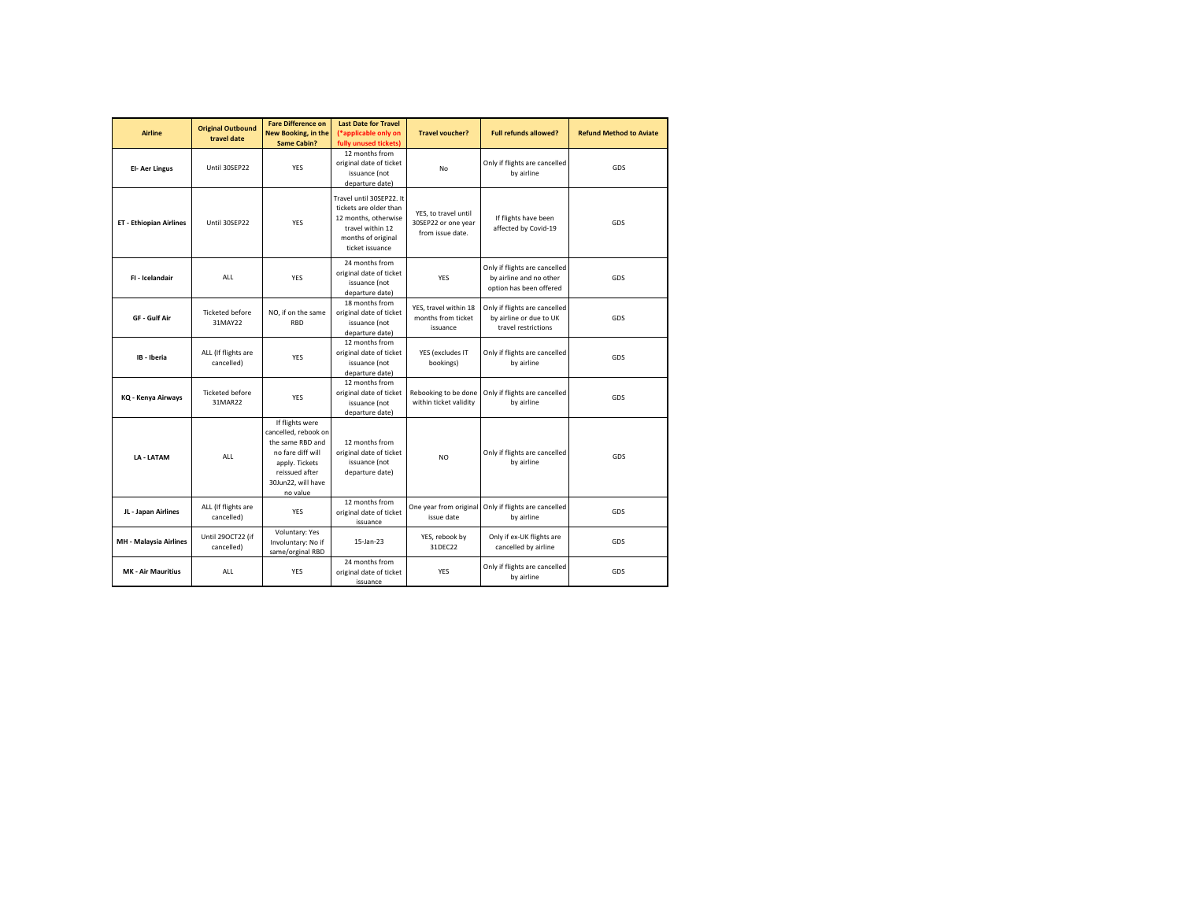| Airline | Original Outbound travel date | Fare Difference on New Booking, in the Same Cabin? | Last Date for Travel (*applicable only on fully unused tickets) | Travel voucher? | Full refunds allowed? | Refund Method to Aviate |
|---|---|---|---|---|---|---|
| **EI- Aer Lingus** | Until 30SEP22 | YES | 12 months from original date of ticket issuance (not departure date) | No | Only if flights are cancelled by airline | GDS |
| **ET - Ethiopian Airlines** | Until 30SEP22 | YES | Travel until 30SEP22. It tickets are older than 12 months, otherwise travel within 12 months of original ticket issuance | YES, to travel until 30SEP22 or one year from issue date. | If flights have been affected by Covid-19 | GDS |
| **FI - Icelandair** | ALL | YES | 24 months from original date of ticket issuance (not departure date) | YES | Only if flights are cancelled by airline and no other option has been offered | GDS |
| **GF - Gulf Air** | Ticketed before 31MAY22 | NO, if on the same RBD | 18 months from original date of ticket issuance (not departure date) | YES, travel within 18 months from ticket issuance | Only if flights are cancelled by airline or due to UK travel restrictions | GDS |
| **IB - Iberia** | ALL (If flights are cancelled) | YES | 12 months from original date of ticket issuance (not departure date) | YES (excludes IT bookings) | Only if flights are cancelled by airline | GDS |
| **KQ - Kenya Airways** | Ticketed before 31MAR22 | YES | 12 months from original date of ticket issuance (not departure date) | Rebooking to be done within ticket validity | Only if flights are cancelled by airline | GDS |
| **LA - LATAM** | ALL | If flights were cancelled, rebook on the same RBD and no fare diff will apply. Tickets reissued after 30Jun22, will have no value | 12 months from original date of ticket issuance (not departure date) | NO | Only if flights are cancelled by airline | GDS |
| **JL - Japan Airlines** | ALL (If flights are cancelled) | YES | 12 months from original date of ticket issuance | One year from original issue date | Only if flights are cancelled by airline | GDS |
| **MH - Malaysia Airlines** | Until 29OCT22 (if cancelled) | Voluntary: Yes Involuntary: No if same/orginal RBD | 15-Jan-23 | YES, rebook by 31DEC22 | Only if ex-UK flights are cancelled by airline | GDS |
| **MK - Air Mauritius** | ALL | YES | 24 months from original date of ticket issuance | YES | Only if flights are cancelled by airline | GDS |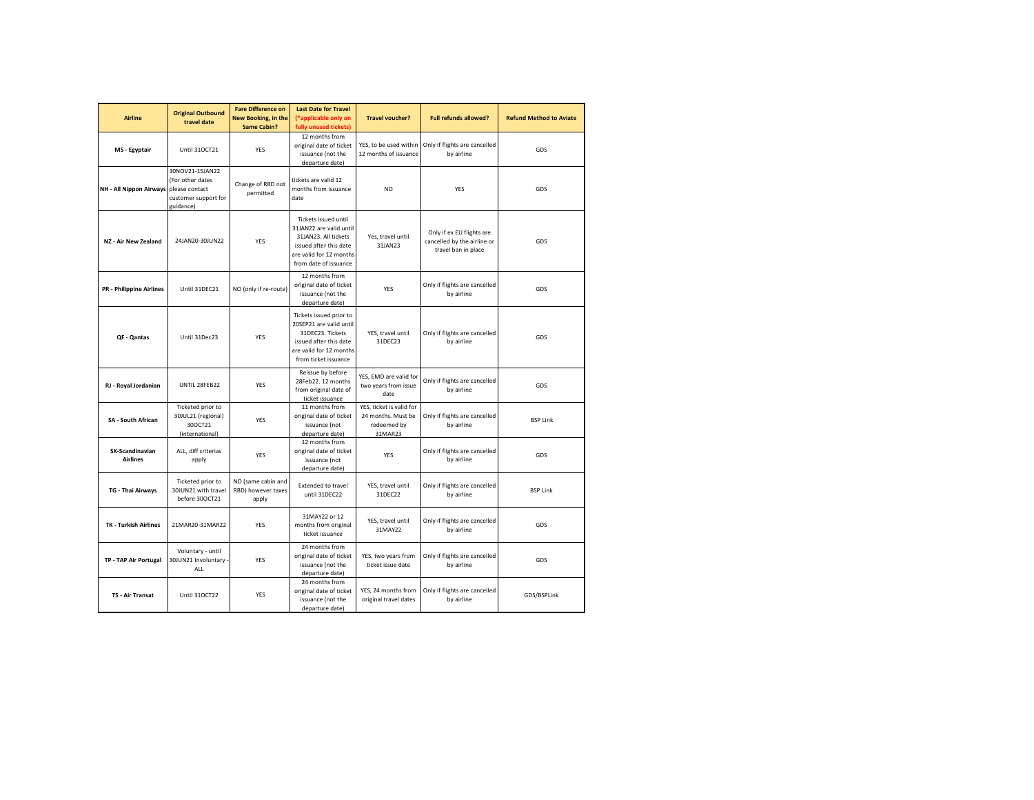| Airline | Original Outbound travel date | Fare Difference on New Booking, in the Same Cabin? | Last Date for Travel (*applicable only on fully unused tickets) | Travel voucher? | Full refunds allowed? | Refund Method to Aviate |
|---|---|---|---|---|---|---|
| **MS - Egyptair** | Until 31OCT21 | YES | 12 months from original date of ticket issuance (not the departure date) | YES, to be used within 12 months of issuance | Only if flights are cancelled by airline | GDS |
| **NH - All Nippon Airways** | 30NOV21-15JAN22 (For other dates please contact customer support for guidance) | Change of RBD not permitted | tickets are valid 12 months from issuance date | NO | YES | GDS |
| **NZ - Air New Zealand** | 24JAN20-30JUN22 | YES | Tickets issued until 31JAN22 are valid until 31JAN23. All tickets issued after this date are valid for 12 months from date of issuance | Yes, travel until 31JAN23 | Only if ex EU flights are cancelled by the airline or travel ban in place | GDS |
| **PR - Philippine Airlines** | Until 31DEC21 | NO (only if re-route) | 12 months from original date of ticket issuance (not the departure date) | YES | Only if flights are cancelled by airline | GDS |
| **QF - Qantas** | Until 31Dec23 | YES | Tickets issued prior to 20SEP21 are valid until 31DEC23. Tickets issued after this date are valid for 12 months from ticket issuance | YES, travel until 31DEC23 | Only if flights are cancelled by airline | GDS |
| **RJ - Royal Jordanian** | UNTIL 28FEB22 | YES | Reissue by before 28Feb22. 12 months from original date of ticket issuance | YES, EMD are valid for two years from issue date | Only if flights are cancelled by airline | GDS |
| **SA - South African** | Ticketed prior to 30JUL21 (regional) 30OCT21 (international) | YES | 11 months from original date of ticket issuance (not departure date) | YES, ticket is valid for 24 months. Must be redeemed by 31MAR23 | Only if flights are cancelled by airline | BSP Link |
| **SK-Scandinavian Airlines** | ALL, diff criterias apply | YES | 12 months from original date of ticket issuance (not departure date) | YES | Only if flights are cancelled by airline | GDS |
| **TG - Thai Airways** | Ticketed prior to 30JUN21 with travel before 30OCT21 | NO (same cabin and RBD) however taxes apply | Extended to travel until 31DEC22 | YES, travel until 31DEC22 | Only if flights are cancelled by airline | BSP Link |
| **TK - Turkish Airlines** | 21MAR20-31MAR22 | YES | 31MAY22 or 12 months from original ticket issuance | YES, travel until 31MAY22 | Only if flights are cancelled by airline | GDS |
| **TP - TAP Air Portugal** | Voluntary - until 30JUN21 Involuntary - ALL | YES | 24 months from original date of ticket issuance (not the departure date) | YES, two years from ticket issue date | Only if flights are cancelled by airline | GDS |
| **TS - Air Transat** | Until 31OCT22 | YES | 24 months from original date of ticket issuance (not the departure date) | YES, 24 months from original travel dates | Only if flights are cancelled by airline | GDS/BSPLink |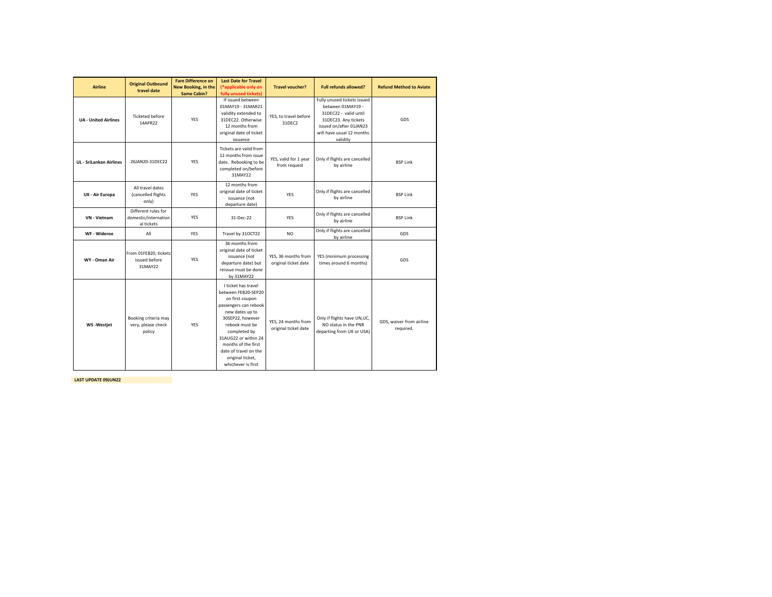| Airline | Original Outbound travel date | Fare Difference on New Booking, in the Same Cabin? | Last Date for Travel (*applicable only on fully unused tickets) | Travel voucher? | Full refunds allowed? | Refund Method to Aviate |
|---|---|---|---|---|---|---|
| **UA - United Airlines** | Ticketed before 14APR22 | YES | If issued between 01MAY19 - 31MAR21 validity extended to 31DEC22. Otherwise 12 months from original date of ticket issuance | YES, to travel before 31DEC2 | Fully unused tickets issued between 01MAY19 - 31DEC22 - valid until 31DEC23. Any tickets issued on/after 01JAN23 will have usual 12 months validity | GDS |
| **UL - SriLankan Airlines** | 26JAN20-31DEC22 | YES | Tickets are valid from 12 months from issue date. Rebooking to be completed on/before 31MAY22 | YES, valid for 1 year from request | Only if flights are cancelled by airline | BSP Link |
| **UX - Air Europa** | All travel dates (cancelled flights only) | YES | 12 months from original date of ticket issuance (not departure date) | YES | Only if flights are cancelled by airline | BSP Link |
| **VN - Vietnam** | Different rules for domestic/international tickets | YES | 31-Dec-22 | YES | Only if flights are cancelled by airline | BSP Link |
| **WF - Wideroe** | All | YES | Travel by 31OCT22 | NO | Only if flights are cancelled by airline | GDS |
| **WY - Oman Air** | From 01FEB20, tickets issued before 31MAY22 | YES | 36 months from original date of ticket issuance (not departure date) but reissue must be done by 31MAY22 | YES, 36 months from original ticket date | YES (minimum processing times around 6 months) | GDS |
| **WS -Westjet** | Booking criteria may very, please check policy | YES | I ticket has travel between FEB20-SEP20 on first coupon passengers can rebook new dates up to 30SEP22, however rebook must be completed by 31AUG22 or within 24 months of the first date of travel on the original ticket, whichever is first | YES, 24 months from original ticket date | Only if flights have UN,UC, NO status in the PNR departing from UK or USA) | GDS, waiver from airline required. |

**LAST UPDATE 09JUN22**